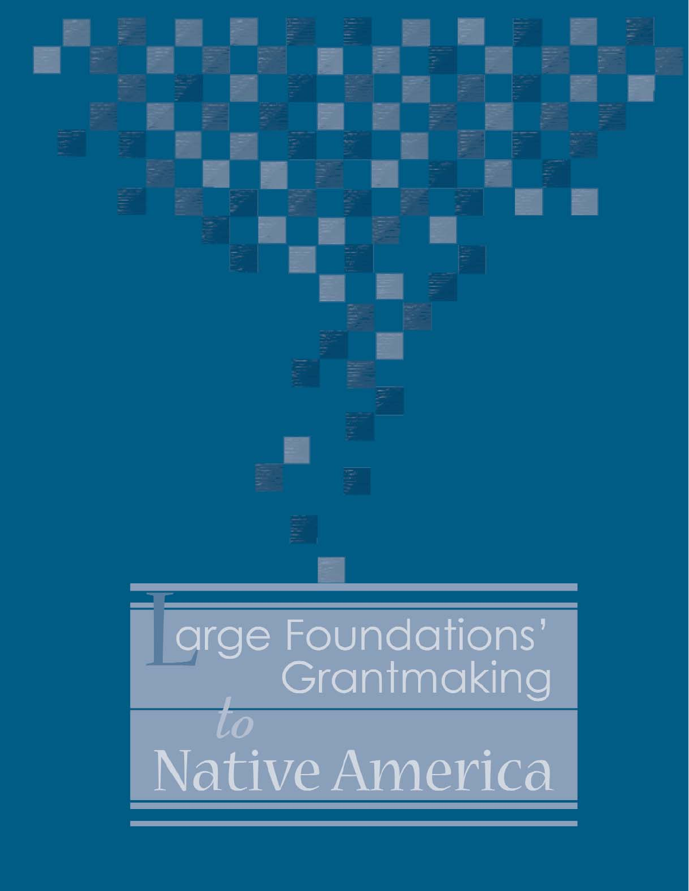# Large Foundations' Grantmaking *to* Native America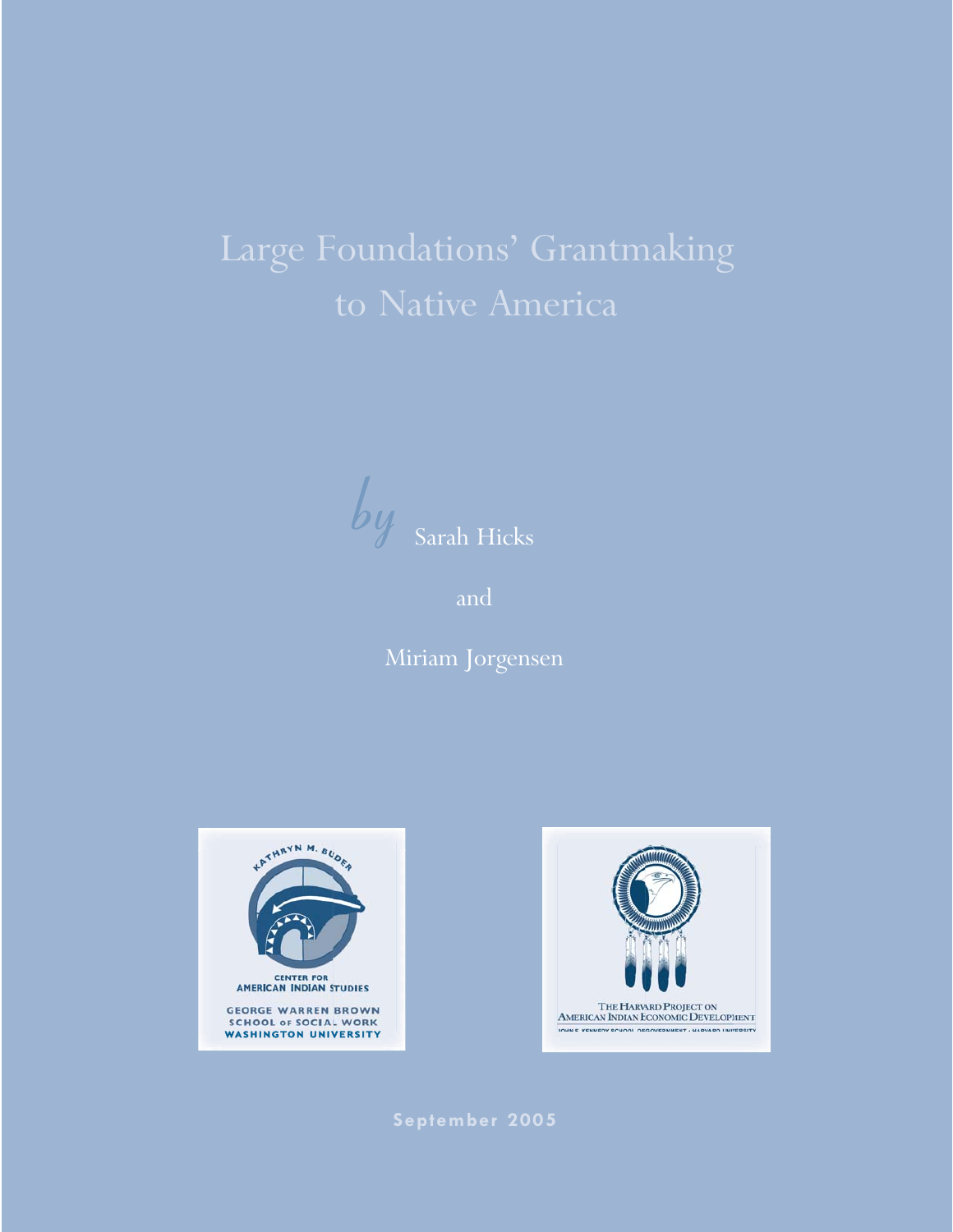# Large Foundations' Grantmaking to Native America

*by* Sarah Hicks

and

Miriam Jorgensen

KATHRYN M. BUDER CENTER FOR AMERICAN INDIAN STUDIES
GEORGE WARREN BROWN SCHOOL OF SOCIAL WORK
WASHINGTON UNIVERSITY

THE HARVARD PROJECT ON AMERICAN INDIAN ECONOMIC DEVELOPMENT
JOHN F. KENNEDY SCHOOL OF GOVERNMENT · HARVARD UNIVERSITY

September 2005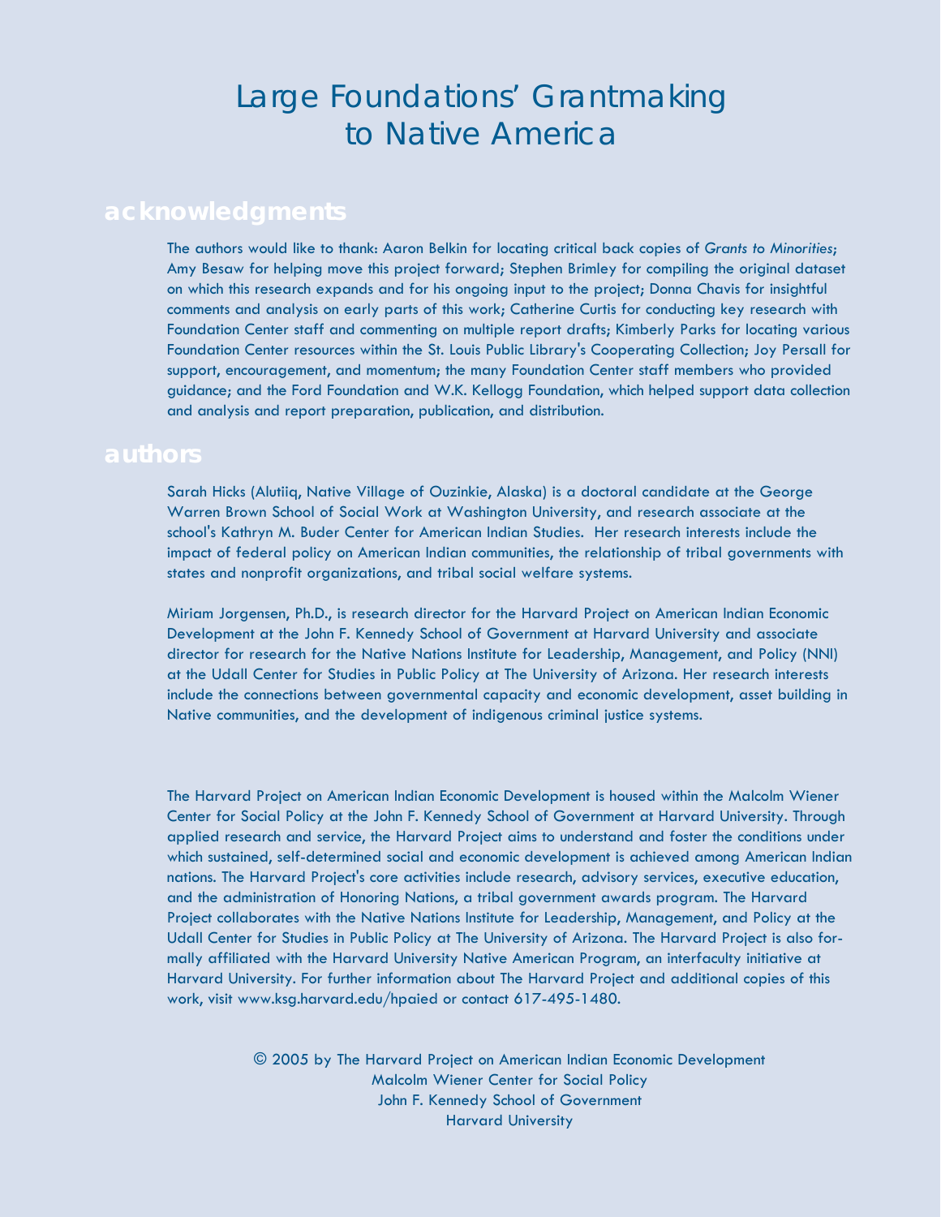# Large Foundations' Grantmaking to Native America

## acknowledgments

The authors would like to thank: Aaron Belkin for locating critical back copies of *Grants to Minorities*; Amy Besaw for helping move this project forward; Stephen Brimley for compiling the original dataset on which this research expands and for his ongoing input to the project; Donna Chavis for insightful comments and analysis on early parts of this work; Catherine Curtis for conducting key research with Foundation Center staff and commenting on multiple report drafts; Kimberly Parks for locating various Foundation Center resources within the St. Louis Public Library's Cooperating Collection; Joy Persall for support, encouragement, and momentum; the many Foundation Center staff members who provided guidance; and the Ford Foundation and W.K. Kellogg Foundation, which helped support data collection and analysis and report preparation, publication, and distribution.

## authors

Sarah Hicks (Alutiiq, Native Village of Ouzinkie, Alaska) is a doctoral candidate at the George Warren Brown School of Social Work at Washington University, and research associate at the school's Kathryn M. Buder Center for American Indian Studies. Her research interests include the impact of federal policy on American Indian communities, the relationship of tribal governments with states and nonprofit organizations, and tribal social welfare systems.

Miriam Jorgensen, Ph.D., is research director for the Harvard Project on American Indian Economic Development at the John F. Kennedy School of Government at Harvard University and associate director for research for the Native Nations Institute for Leadership, Management, and Policy (NNI) at the Udall Center for Studies in Public Policy at The University of Arizona. Her research interests include the connections between governmental capacity and economic development, asset building in Native communities, and the development of indigenous criminal justice systems.

The Harvard Project on American Indian Economic Development is housed within the Malcolm Wiener Center for Social Policy at the John F. Kennedy School of Government at Harvard University. Through applied research and service, the Harvard Project aims to understand and foster the conditions under which sustained, self-determined social and economic development is achieved among American Indian nations. The Harvard Project's core activities include research, advisory services, executive education, and the administration of Honoring Nations, a tribal government awards program. The Harvard Project collaborates with the Native Nations Institute for Leadership, Management, and Policy at the Udall Center for Studies in Public Policy at The University of Arizona. The Harvard Project is also formally affiliated with the Harvard University Native American Program, an interfaculty initiative at Harvard University. For further information about The Harvard Project and additional copies of this work, visit www.ksg.harvard.edu/hpaied or contact 617-495-1480.

© 2005 by The Harvard Project on American Indian Economic Development
Malcolm Wiener Center for Social Policy
John F. Kennedy School of Government
Harvard University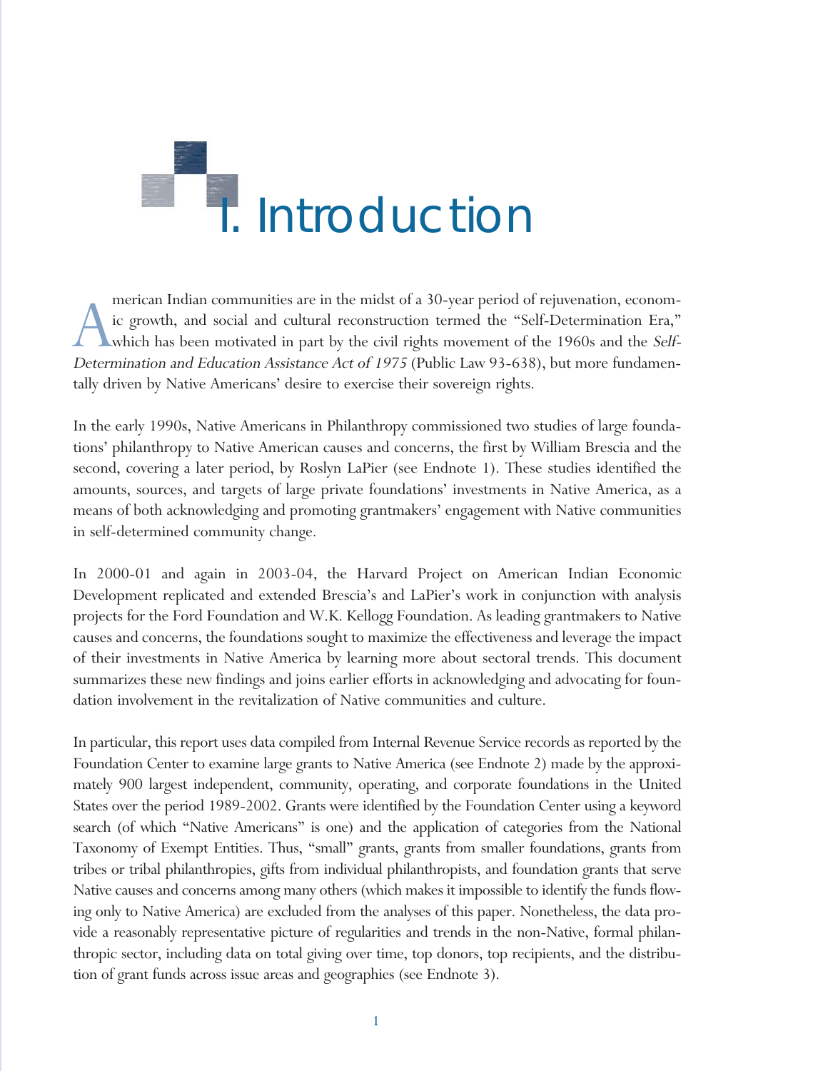# I. Introduction

American Indian communities are in the midst of a 30-year period of rejuvenation, economic growth, and social and cultural reconstruction termed the "Self-Determination Era," which has been motivated in part by the civil rights movement of the 1960s and the *Self-Determination and Education Assistance Act of 1975* (Public Law 93-638), but more fundamentally driven by Native Americans' desire to exercise their sovereign rights.

In the early 1990s, Native Americans in Philanthropy commissioned two studies of large foundations' philanthropy to Native American causes and concerns, the first by William Brescia and the second, covering a later period, by Roslyn LaPier (see Endnote 1). These studies identified the amounts, sources, and targets of large private foundations' investments in Native America, as a means of both acknowledging and promoting grantmakers' engagement with Native communities in self-determined community change.

In 2000-01 and again in 2003-04, the Harvard Project on American Indian Economic Development replicated and extended Brescia's and LaPier's work in conjunction with analysis projects for the Ford Foundation and W.K. Kellogg Foundation. As leading grantmakers to Native causes and concerns, the foundations sought to maximize the effectiveness and leverage the impact of their investments in Native America by learning more about sectoral trends. This document summarizes these new findings and joins earlier efforts in acknowledging and advocating for foundation involvement in the revitalization of Native communities and culture.

In particular, this report uses data compiled from Internal Revenue Service records as reported by the Foundation Center to examine large grants to Native America (see Endnote 2) made by the approximately 900 largest independent, community, operating, and corporate foundations in the United States over the period 1989-2002. Grants were identified by the Foundation Center using a keyword search (of which "Native Americans" is one) and the application of categories from the National Taxonomy of Exempt Entities. Thus, "small" grants, grants from smaller foundations, grants from tribes or tribal philanthropies, gifts from individual philanthropists, and foundation grants that serve Native causes and concerns among many others (which makes it impossible to identify the funds flowing only to Native America) are excluded from the analyses of this paper. Nonetheless, the data provide a reasonably representative picture of regularities and trends in the non-Native, formal philanthropic sector, including data on total giving over time, top donors, top recipients, and the distribution of grant funds across issue areas and geographies (see Endnote 3).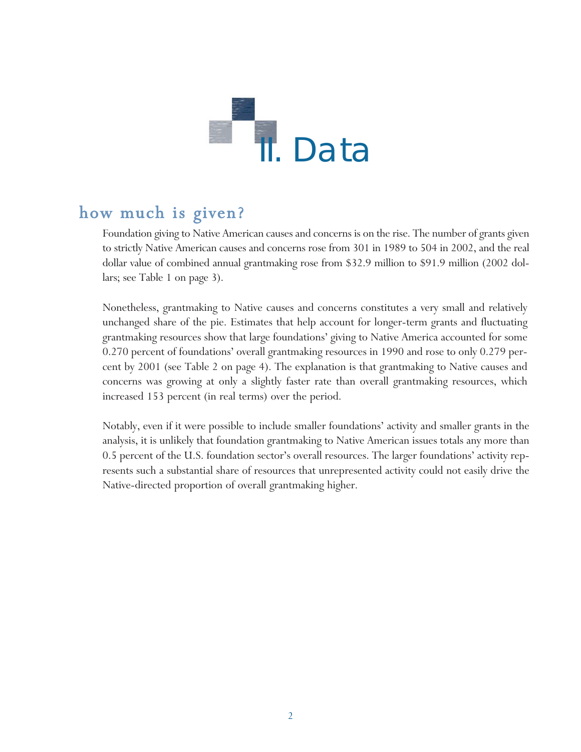# II. Data

## how much is given?

Foundation giving to Native American causes and concerns is on the rise. The number of grants given to strictly Native American causes and concerns rose from 301 in 1989 to 504 in 2002, and the real dollar value of combined annual grantmaking rose from $32.9 million to $91.9 million (2002 dollars; see Table 1 on page 3).

Nonetheless, grantmaking to Native causes and concerns constitutes a very small and relatively unchanged share of the pie. Estimates that help account for longer-term grants and fluctuating grantmaking resources show that large foundations' giving to Native America accounted for some 0.270 percent of foundations' overall grantmaking resources in 1990 and rose to only 0.279 percent by 2001 (see Table 2 on page 4). The explanation is that grantmaking to Native causes and concerns was growing at only a slightly faster rate than overall grantmaking resources, which increased 153 percent (in real terms) over the period.

Notably, even if it were possible to include smaller foundations' activity and smaller grants in the analysis, it is unlikely that foundation grantmaking to Native American issues totals any more than 0.5 percent of the U.S. foundation sector's overall resources. The larger foundations' activity represents such a substantial share of resources that unrepresented activity could not easily drive the Native-directed proportion of overall grantmaking higher.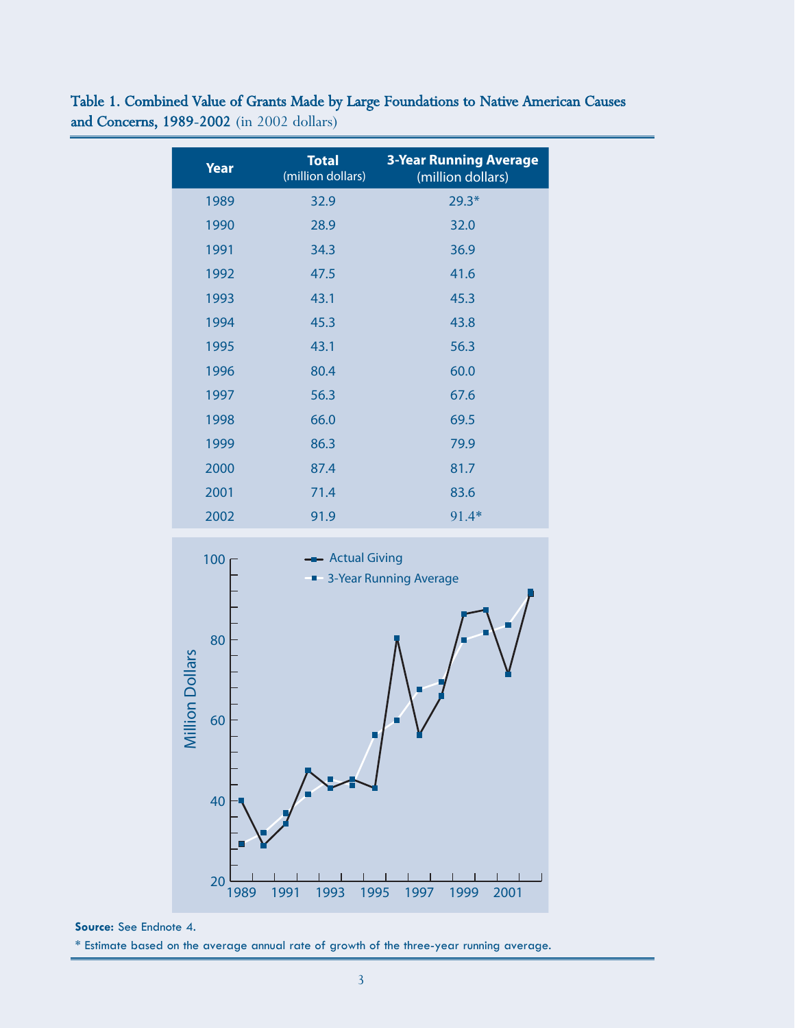**Table 1. Combined Value of Grants Made by Large Foundations to Native American Causes and Concerns, 1989-2002** (in 2002 dollars)

| Year | Total (million dollars) | 3-Year Running Average (million dollars) |
|---|---|---|
| 1989 | 32.9 | 29.3* |
| 1990 | 28.9 | 32.0 |
| 1991 | 34.3 | 36.9 |
| 1992 | 47.5 | 41.6 |
| 1993 | 43.1 | 45.3 |
| 1994 | 45.3 | 43.8 |
| 1995 | 43.1 | 56.3 |
| 1996 | 80.4 | 60.0 |
| 1997 | 56.3 | 67.6 |
| 1998 | 66.0 | 69.5 |
| 1999 | 86.3 | 79.9 |
| 2000 | 87.4 | 81.7 |
| 2001 | 71.4 | 83.6 |
| 2002 | 91.9 | 91.4* |

**Source:** See Endnote 4.

* Estimate based on the average annual rate of growth of the three-year running average.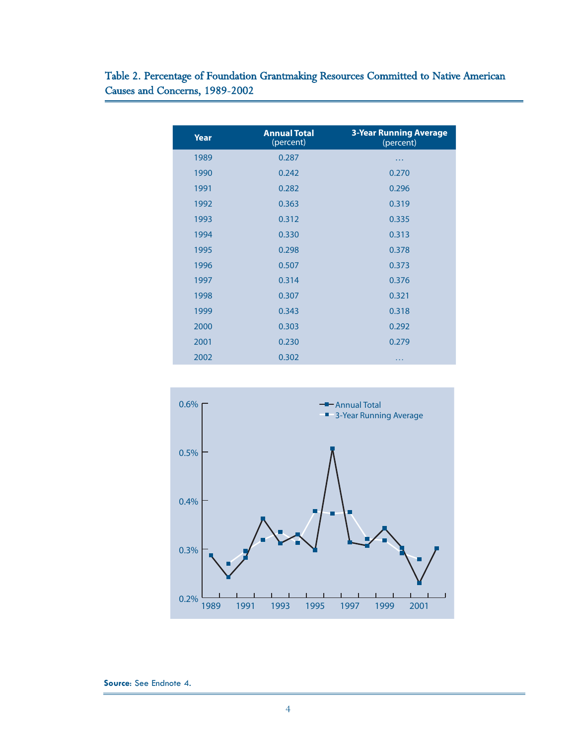### Table 2. Percentage of Foundation Grantmaking Resources Committed to Native American Causes and Concerns, 1989-2002

| Year | Annual Total (percent) | 3-Year Running Average (percent) |
|---|---|---|
| 1989 | 0.287 | … |
| 1990 | 0.242 | 0.270 |
| 1991 | 0.282 | 0.296 |
| 1992 | 0.363 | 0.319 |
| 1993 | 0.312 | 0.335 |
| 1994 | 0.330 | 0.313 |
| 1995 | 0.298 | 0.378 |
| 1996 | 0.507 | 0.373 |
| 1997 | 0.314 | 0.376 |
| 1998 | 0.307 | 0.321 |
| 1999 | 0.343 | 0.318 |
| 2000 | 0.303 | 0.292 |
| 2001 | 0.230 | 0.279 |
| 2002 | 0.302 | … |

**Source**: See Endnote 4.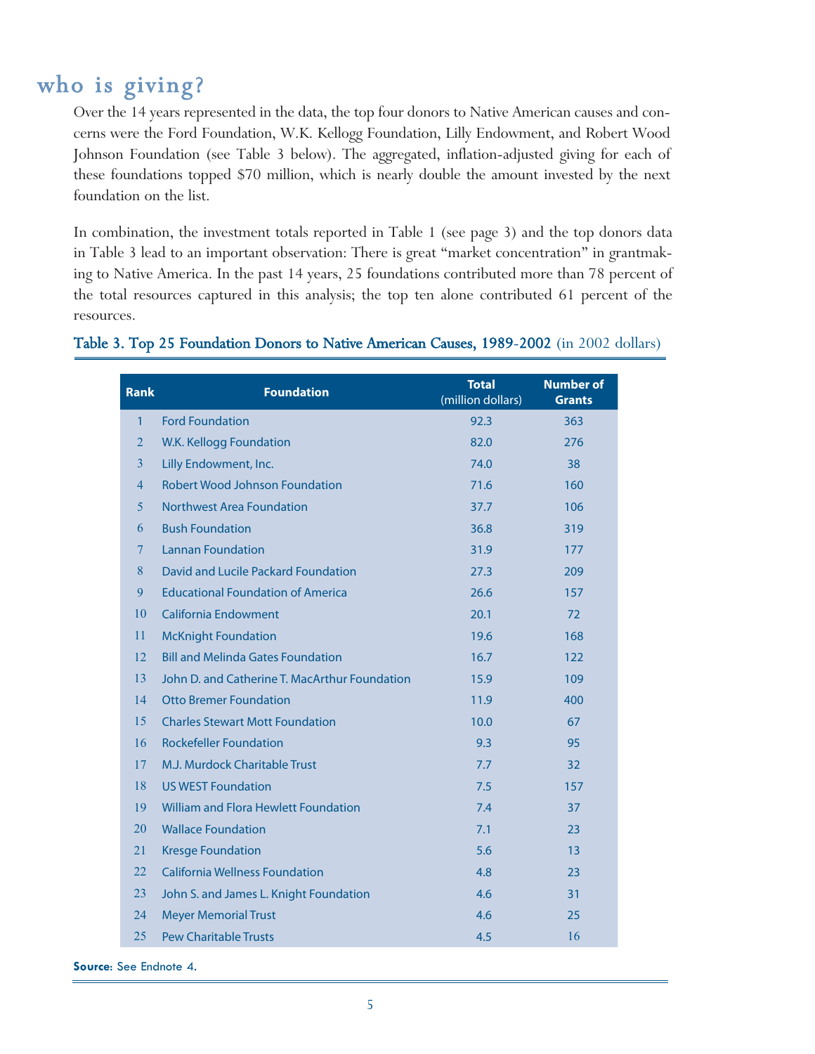## who is giving?

Over the 14 years represented in the data, the top four donors to Native American causes and concerns were the Ford Foundation, W.K. Kellogg Foundation, Lilly Endowment, and Robert Wood Johnson Foundation (see Table 3 below). The aggregated, inflation-adjusted giving for each of these foundations topped $70 million, which is nearly double the amount invested by the next foundation on the list.

In combination, the investment totals reported in Table 1 (see page 3) and the top donors data in Table 3 lead to an important observation: There is great "market concentration" in grantmaking to Native America. In the past 14 years, 25 foundations contributed more than 78 percent of the total resources captured in this analysis; the top ten alone contributed 61 percent of the resources.

**Table 3. Top 25 Foundation Donors to Native American Causes, 1989-2002** (in 2002 dollars)

| Rank | Foundation | Total (million dollars) | Number of Grants |
|---|---|---|---|
| 1 | Ford Foundation | 92.3 | 363 |
| 2 | W.K. Kellogg Foundation | 82.0 | 276 |
| 3 | Lilly Endowment, Inc. | 74.0 | 38 |
| 4 | Robert Wood Johnson Foundation | 71.6 | 160 |
| 5 | Northwest Area Foundation | 37.7 | 106 |
| 6 | Bush Foundation | 36.8 | 319 |
| 7 | Lannan Foundation | 31.9 | 177 |
| 8 | David and Lucile Packard Foundation | 27.3 | 209 |
| 9 | Educational Foundation of America | 26.6 | 157 |
| 10 | California Endowment | 20.1 | 72 |
| 11 | McKnight Foundation | 19.6 | 168 |
| 12 | Bill and Melinda Gates Foundation | 16.7 | 122 |
| 13 | John D. and Catherine T. MacArthur Foundation | 15.9 | 109 |
| 14 | Otto Bremer Foundation | 11.9 | 400 |
| 15 | Charles Stewart Mott Foundation | 10.0 | 67 |
| 16 | Rockefeller Foundation | 9.3 | 95 |
| 17 | M.J. Murdock Charitable Trust | 7.7 | 32 |
| 18 | US WEST Foundation | 7.5 | 157 |
| 19 | William and Flora Hewlett Foundation | 7.4 | 37 |
| 20 | Wallace Foundation | 7.1 | 23 |
| 21 | Kresge Foundation | 5.6 | 13 |
| 22 | California Wellness Foundation | 4.8 | 23 |
| 23 | John S. and James L. Knight Foundation | 4.6 | 31 |
| 24 | Meyer Memorial Trust | 4.6 | 25 |
| 25 | Pew Charitable Trusts | 4.5 | 16 |

**Source:** See Endnote 4.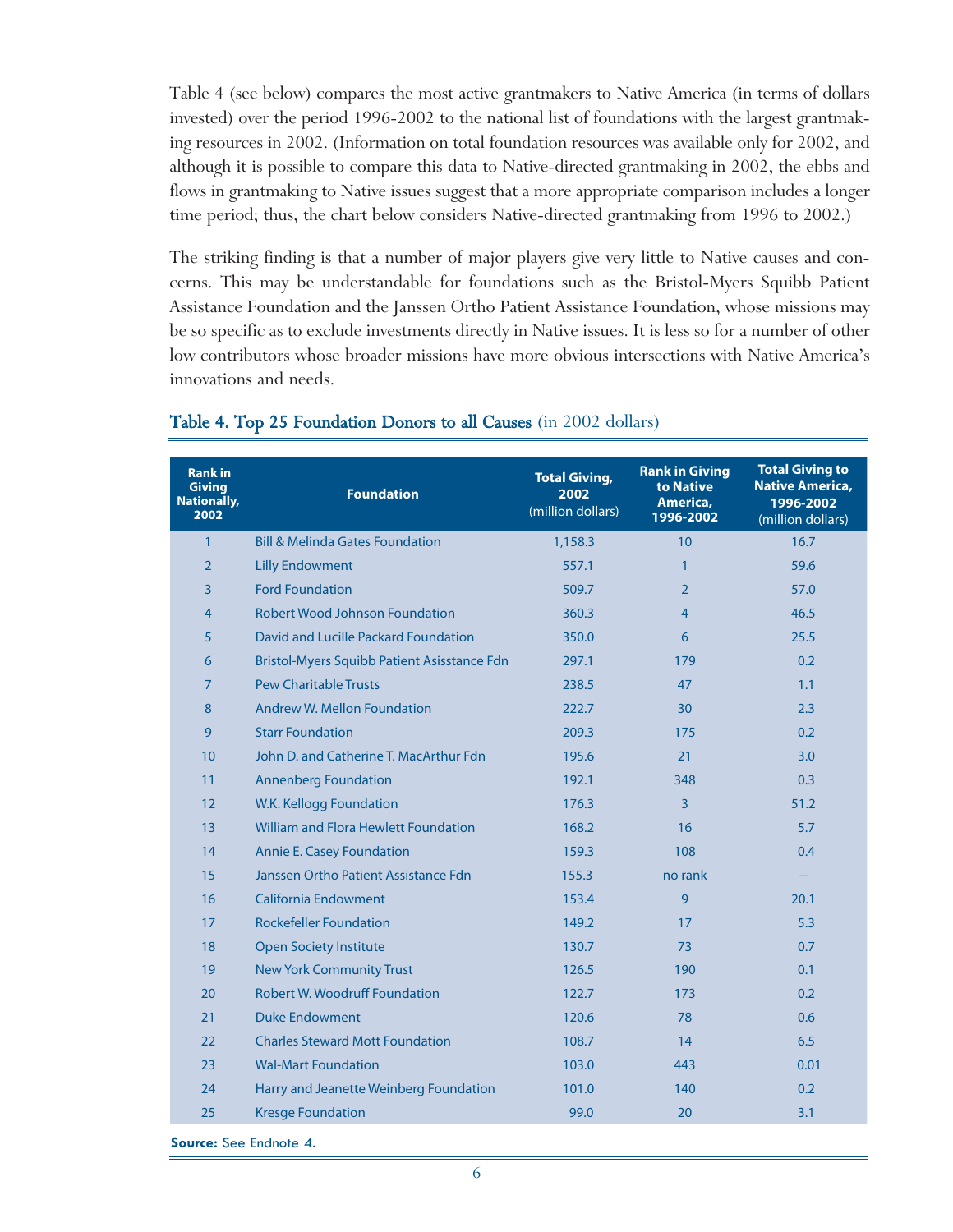Table 4 (see below) compares the most active grantmakers to Native America (in terms of dollars invested) over the period 1996-2002 to the national list of foundations with the largest grantmaking resources in 2002. (Information on total foundation resources was available only for 2002, and although it is possible to compare this data to Native-directed grantmaking in 2002, the ebbs and flows in grantmaking to Native issues suggest that a more appropriate comparison includes a longer time period; thus, the chart below considers Native-directed grantmaking from 1996 to 2002.)

The striking finding is that a number of major players give very little to Native causes and concerns. This may be understandable for foundations such as the Bristol-Myers Squibb Patient Assistance Foundation and the Janssen Ortho Patient Assistance Foundation, whose missions may be so specific as to exclude investments directly in Native issues. It is less so for a number of other low contributors whose broader missions have more obvious intersections with Native America's innovations and needs.

## Table 4. Top 25 Foundation Donors to all Causes (in 2002 dollars)

| Rank in Giving Nationally, 2002 | Foundation | Total Giving, 2002 (million dollars) | Rank in Giving to Native America, 1996-2002 | Total Giving to Native America, 1996-2002 (million dollars) |
|---|---|---|---|---|
| 1 | Bill & Melinda Gates Foundation | 1,158.3 | 10 | 16.7 |
| 2 | Lilly Endowment | 557.1 | 1 | 59.6 |
| 3 | Ford Foundation | 509.7 | 2 | 57.0 |
| 4 | Robert Wood Johnson Foundation | 360.3 | 4 | 46.5 |
| 5 | David and Lucille Packard Foundation | 350.0 | 6 | 25.5 |
| 6 | Bristol-Myers Squibb Patient Asisstance Fdn | 297.1 | 179 | 0.2 |
| 7 | Pew Charitable Trusts | 238.5 | 47 | 1.1 |
| 8 | Andrew W. Mellon Foundation | 222.7 | 30 | 2.3 |
| 9 | Starr Foundation | 209.3 | 175 | 0.2 |
| 10 | John D. and Catherine T. MacArthur Fdn | 195.6 | 21 | 3.0 |
| 11 | Annenberg Foundation | 192.1 | 348 | 0.3 |
| 12 | W.K. Kellogg Foundation | 176.3 | 3 | 51.2 |
| 13 | William and Flora Hewlett Foundation | 168.2 | 16 | 5.7 |
| 14 | Annie E. Casey Foundation | 159.3 | 108 | 0.4 |
| 15 | Janssen Ortho Patient Assistance Fdn | 155.3 | no rank | -- |
| 16 | California Endowment | 153.4 | 9 | 20.1 |
| 17 | Rockefeller Foundation | 149.2 | 17 | 5.3 |
| 18 | Open Society Institute | 130.7 | 73 | 0.7 |
| 19 | New York Community Trust | 126.5 | 190 | 0.1 |
| 20 | Robert W. Woodruff Foundation | 122.7 | 173 | 0.2 |
| 21 | Duke Endowment | 120.6 | 78 | 0.6 |
| 22 | Charles Steward Mott Foundation | 108.7 | 14 | 6.5 |
| 23 | Wal-Mart Foundation | 103.0 | 443 | 0.01 |
| 24 | Harry and Jeanette Weinberg Foundation | 101.0 | 140 | 0.2 |
| 25 | Kresge Foundation | 99.0 | 20 | 3.1 |

**Source:** See Endnote 4.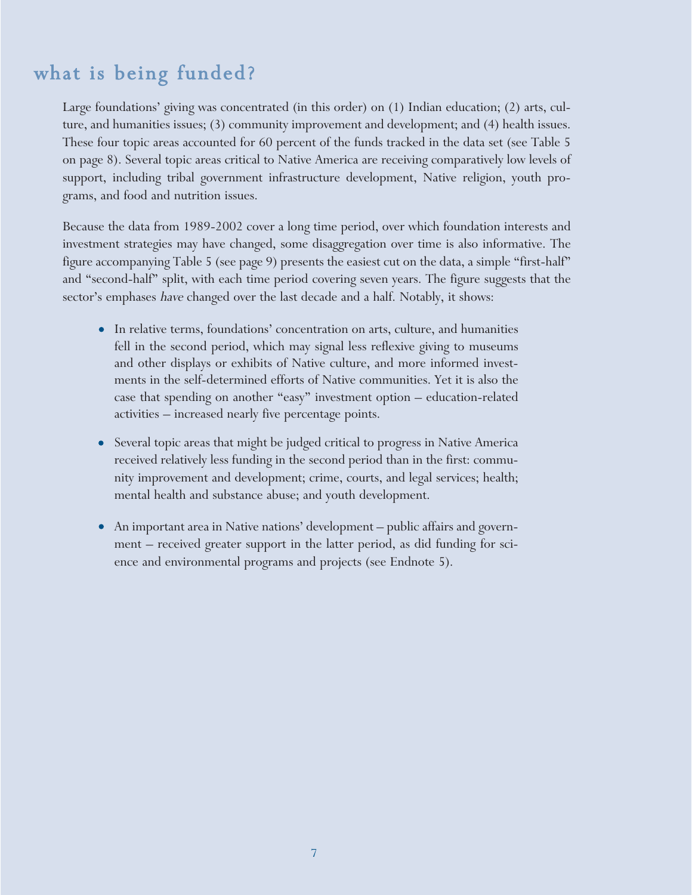## what is being funded?

Large foundations' giving was concentrated (in this order) on (1) Indian education; (2) arts, culture, and humanities issues; (3) community improvement and development; and (4) health issues. These four topic areas accounted for 60 percent of the funds tracked in the data set (see Table 5 on page 8). Several topic areas critical to Native America are receiving comparatively low levels of support, including tribal government infrastructure development, Native religion, youth programs, and food and nutrition issues.

Because the data from 1989-2002 cover a long time period, over which foundation interests and investment strategies may have changed, some disaggregation over time is also informative. The figure accompanying Table 5 (see page 9) presents the easiest cut on the data, a simple "first-half" and "second-half" split, with each time period covering seven years. The figure suggests that the sector's emphases *have* changed over the last decade and a half. Notably, it shows:

- In relative terms, foundations' concentration on arts, culture, and humanities fell in the second period, which may signal less reflexive giving to museums and other displays or exhibits of Native culture, and more informed investments in the self-determined efforts of Native communities. Yet it is also the case that spending on another "easy" investment option – education-related activities – increased nearly five percentage points.
- Several topic areas that might be judged critical to progress in Native America received relatively less funding in the second period than in the first: community improvement and development; crime, courts, and legal services; health; mental health and substance abuse; and youth development.
- An important area in Native nations' development – public affairs and government – received greater support in the latter period, as did funding for science and environmental programs and projects (see Endnote 5).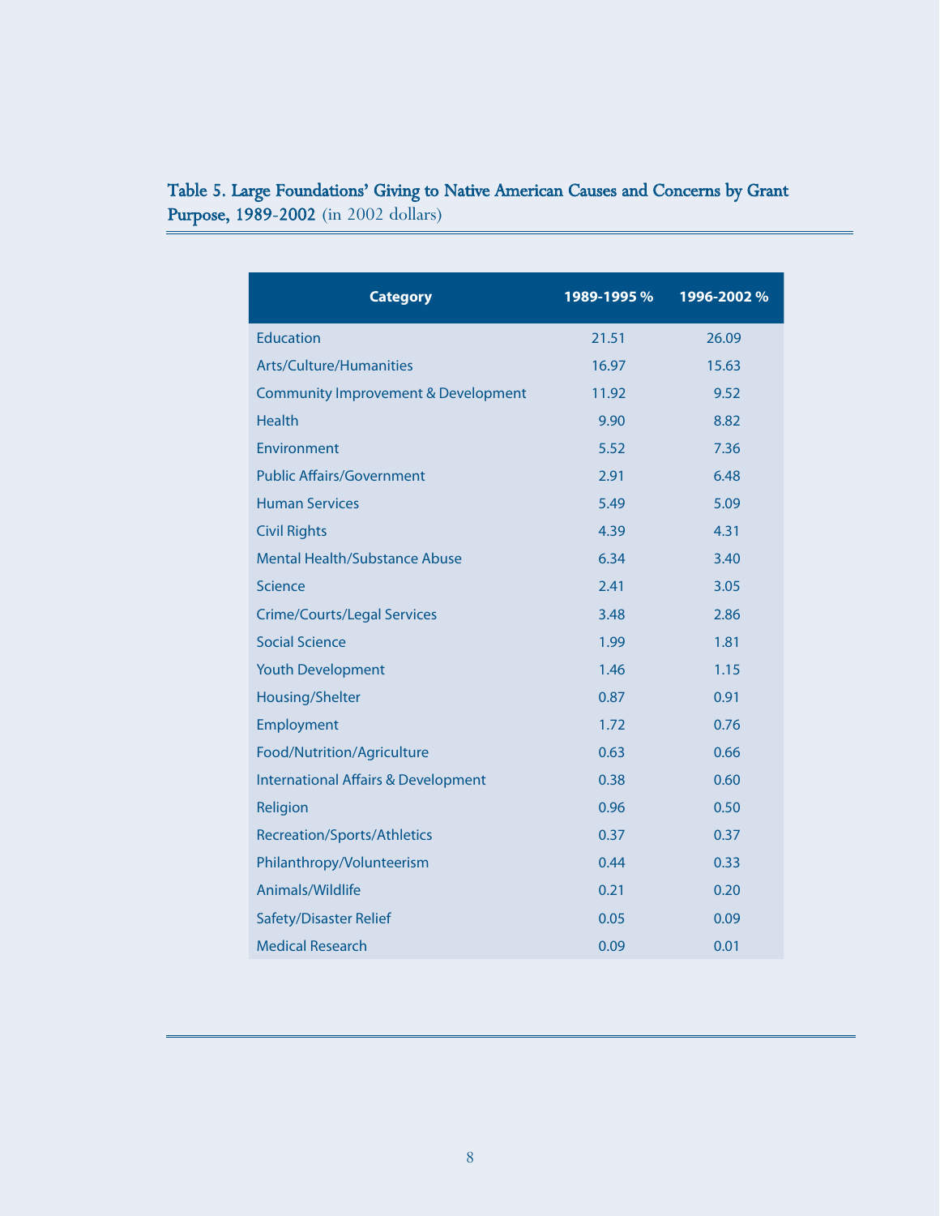**Table 5. Large Foundations' Giving to Native American Causes and Concerns by Grant Purpose, 1989-2002** (in 2002 dollars)

| Category | 1989-1995 % | 1996-2002 % |
|---|---|---|
| Education | 21.51 | 26.09 |
| Arts/Culture/Humanities | 16.97 | 15.63 |
| Community Improvement & Development | 11.92 | 9.52 |
| Health | 9.90 | 8.82 |
| Environment | 5.52 | 7.36 |
| Public Affairs/Government | 2.91 | 6.48 |
| Human Services | 5.49 | 5.09 |
| Civil Rights | 4.39 | 4.31 |
| Mental Health/Substance Abuse | 6.34 | 3.40 |
| Science | 2.41 | 3.05 |
| Crime/Courts/Legal Services | 3.48 | 2.86 |
| Social Science | 1.99 | 1.81 |
| Youth Development | 1.46 | 1.15 |
| Housing/Shelter | 0.87 | 0.91 |
| Employment | 1.72 | 0.76 |
| Food/Nutrition/Agriculture | 0.63 | 0.66 |
| International Affairs & Development | 0.38 | 0.60 |
| Religion | 0.96 | 0.50 |
| Recreation/Sports/Athletics | 0.37 | 0.37 |
| Philanthropy/Volunteerism | 0.44 | 0.33 |
| Animals/Wildlife | 0.21 | 0.20 |
| Safety/Disaster Relief | 0.05 | 0.09 |
| Medical Research | 0.09 | 0.01 |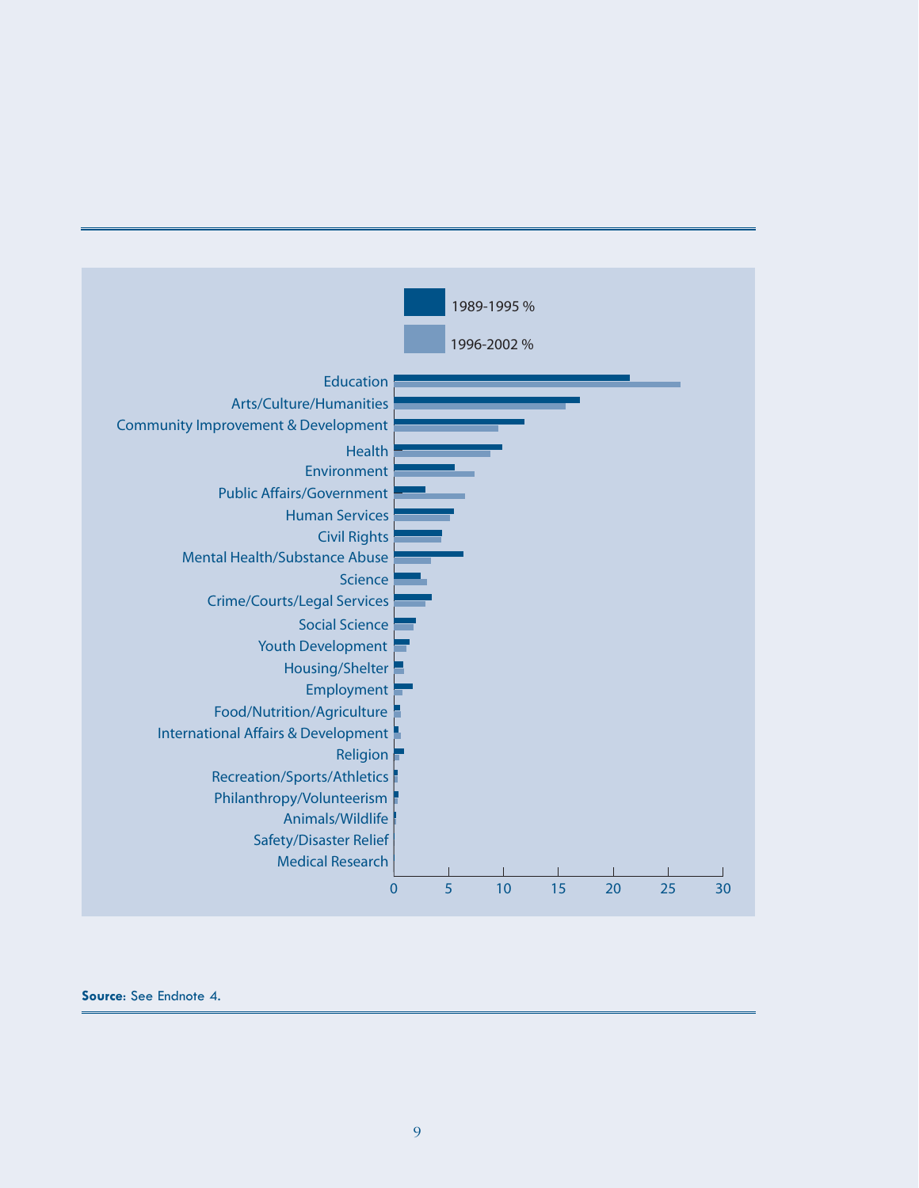1989-1995 %

1996-2002 %

| Category | 1989-1995 % | 1996-2002 % |
|---|---|---|
| Education | | |
| Arts/Culture/Humanities | | |
| Community Improvement & Development | | |
| Health | | |
| Environment | | |
| Public Affairs/Government | | |
| Human Services | | |
| Civil Rights | | |
| Mental Health/Substance Abuse | | |
| Science | | |
| Crime/Courts/Legal Services | | |
| Social Science | | |
| Youth Development | | |
| Housing/Shelter | | |
| Employment | | |
| Food/Nutrition/Agriculture | | |
| International Affairs & Development | | |
| Religion | | |
| Recreation/Sports/Athletics | | |
| Philanthropy/Volunteerism | | |
| Animals/Wildlife | | |
| Safety/Disaster Relief | | |
| Medical Research | | |

0 5 10 15 20 25 30

**Source:** See Endnote 4.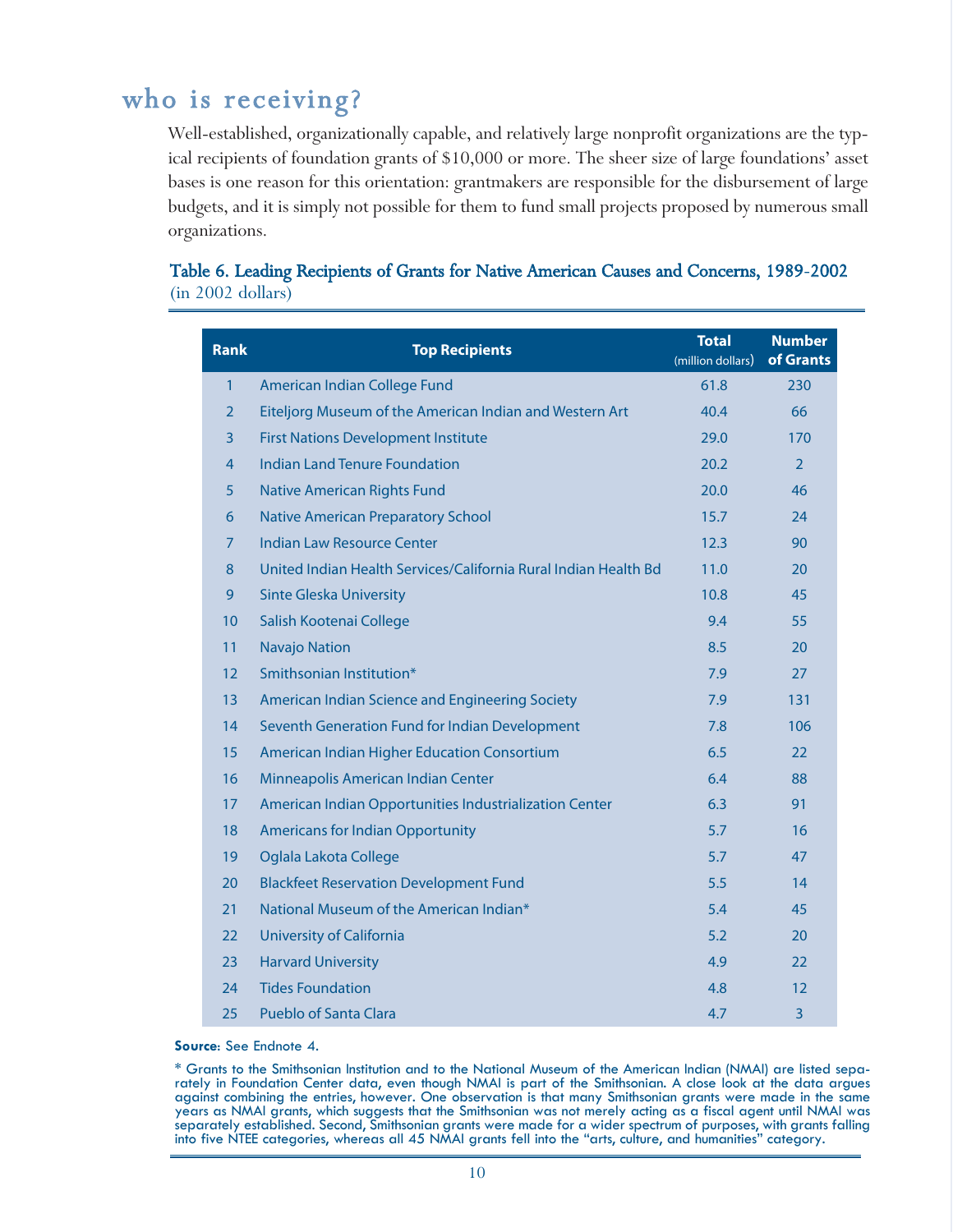## who is receiving?

Well-established, organizationally capable, and relatively large nonprofit organizations are the typical recipients of foundation grants of $10,000 or more. The sheer size of large foundations' asset bases is one reason for this orientation: grantmakers are responsible for the disbursement of large budgets, and it is simply not possible for them to fund small projects proposed by numerous small organizations.

**Table 6. Leading Recipients of Grants for Native American Causes and Concerns, 1989-2002**
(in 2002 dollars)

| Rank | Top Recipients | Total (million dollars) | Number of Grants |
|---|---|---|---|
| 1 | American Indian College Fund | 61.8 | 230 |
| 2 | Eiteljorg Museum of the American Indian and Western Art | 40.4 | 66 |
| 3 | First Nations Development Institute | 29.0 | 170 |
| 4 | Indian Land Tenure Foundation | 20.2 | 2 |
| 5 | Native American Rights Fund | 20.0 | 46 |
| 6 | Native American Preparatory School | 15.7 | 24 |
| 7 | Indian Law Resource Center | 12.3 | 90 |
| 8 | United Indian Health Services/California Rural Indian Health Bd | 11.0 | 20 |
| 9 | Sinte Gleska University | 10.8 | 45 |
| 10 | Salish Kootenai College | 9.4 | 55 |
| 11 | Navajo Nation | 8.5 | 20 |
| 12 | Smithsonian Institution* | 7.9 | 27 |
| 13 | American Indian Science and Engineering Society | 7.9 | 131 |
| 14 | Seventh Generation Fund for Indian Development | 7.8 | 106 |
| 15 | American Indian Higher Education Consortium | 6.5 | 22 |
| 16 | Minneapolis American Indian Center | 6.4 | 88 |
| 17 | American Indian Opportunities Industrialization Center | 6.3 | 91 |
| 18 | Americans for Indian Opportunity | 5.7 | 16 |
| 19 | Oglala Lakota College | 5.7 | 47 |
| 20 | Blackfeet Reservation Development Fund | 5.5 | 14 |
| 21 | National Museum of the American Indian* | 5.4 | 45 |
| 22 | University of California | 5.2 | 20 |
| 23 | Harvard University | 4.9 | 22 |
| 24 | Tides Foundation | 4.8 | 12 |
| 25 | Pueblo of Santa Clara | 4.7 | 3 |

**Source:** See Endnote 4.

* Grants to the Smithsonian Institution and to the National Museum of the American Indian (NMAI) are listed separately in Foundation Center data, even though NMAI is part of the Smithsonian. A close look at the data argues against combining the entries, however. One observation is that many Smithsonian grants were made in the same years as NMAI grants, which suggests that the Smithsonian was not merely acting as a fiscal agent until NMAI was separately established. Second, Smithsonian grants were made for a wider spectrum of purposes, with grants falling into five NTEE categories, whereas all 45 NMAI grants fell into the "arts, culture, and humanities" category.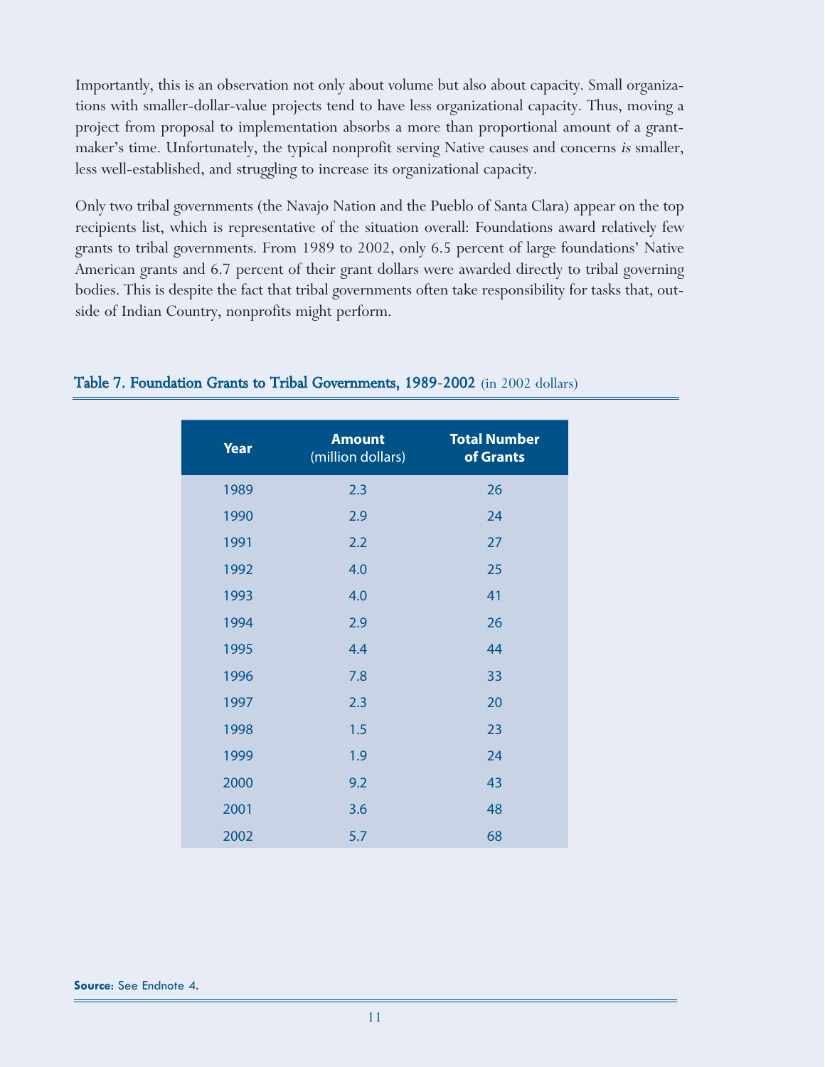Importantly, this is an observation not only about volume but also about capacity. Small organizations with smaller-dollar-value projects tend to have less organizational capacity. Thus, moving a project from proposal to implementation absorbs a more than proportional amount of a grantmaker's time. Unfortunately, the typical nonprofit serving Native causes and concerns *is* smaller, less well-established, and struggling to increase its organizational capacity.

Only two tribal governments (the Navajo Nation and the Pueblo of Santa Clara) appear on the top recipients list, which is representative of the situation overall: Foundations award relatively few grants to tribal governments. From 1989 to 2002, only 6.5 percent of large foundations' Native American grants and 6.7 percent of their grant dollars were awarded directly to tribal governing bodies. This is despite the fact that tribal governments often take responsibility for tasks that, outside of Indian Country, nonprofits might perform.

### Table 7. Foundation Grants to Tribal Governments, 1989-2002 (in 2002 dollars)

| Year | Amount (million dollars) | Total Number of Grants |
|---|---|---|
| 1989 | 2.3 | 26 |
| 1990 | 2.9 | 24 |
| 1991 | 2.2 | 27 |
| 1992 | 4.0 | 25 |
| 1993 | 4.0 | 41 |
| 1994 | 2.9 | 26 |
| 1995 | 4.4 | 44 |
| 1996 | 7.8 | 33 |
| 1997 | 2.3 | 20 |
| 1998 | 1.5 | 23 |
| 1999 | 1.9 | 24 |
| 2000 | 9.2 | 43 |
| 2001 | 3.6 | 48 |
| 2002 | 5.7 | 68 |

**Source:** See Endnote 4.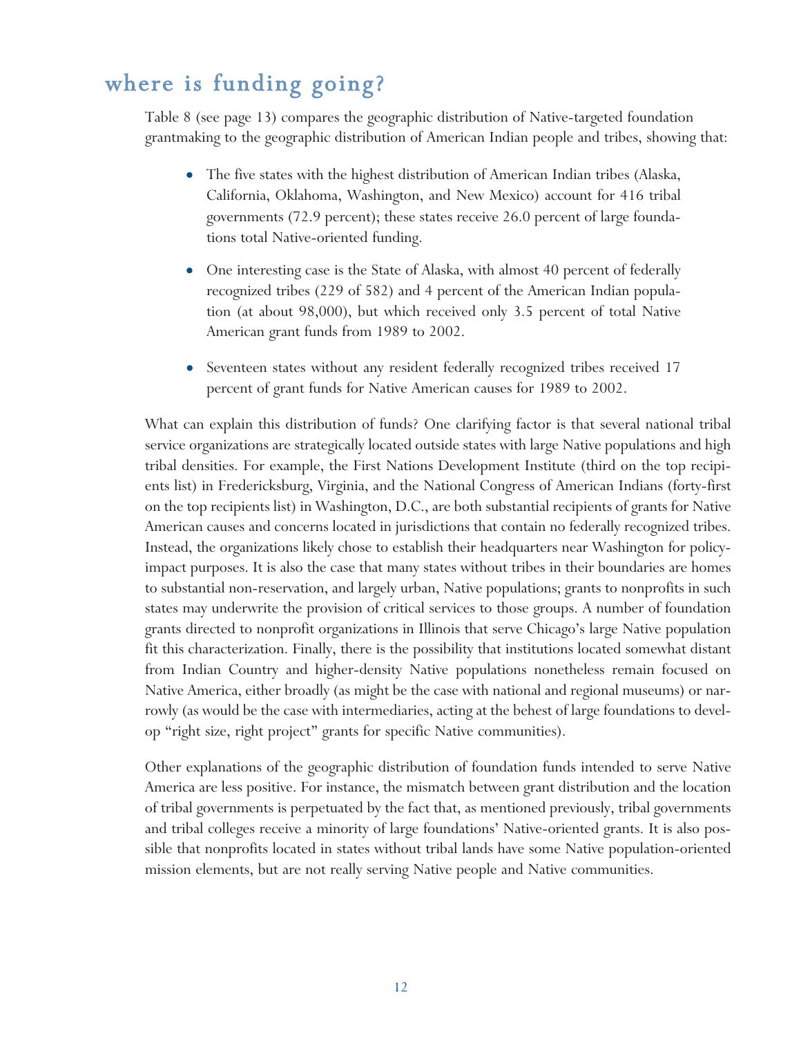## where is funding going?

Table 8 (see page 13) compares the geographic distribution of Native-targeted foundation grantmaking to the geographic distribution of American Indian people and tribes, showing that:

- The five states with the highest distribution of American Indian tribes (Alaska, California, Oklahoma, Washington, and New Mexico) account for 416 tribal governments (72.9 percent); these states receive 26.0 percent of large foundations total Native-oriented funding.
- One interesting case is the State of Alaska, with almost 40 percent of federally recognized tribes (229 of 582) and 4 percent of the American Indian population (at about 98,000), but which received only 3.5 percent of total Native American grant funds from 1989 to 2002.
- Seventeen states without any resident federally recognized tribes received 17 percent of grant funds for Native American causes for 1989 to 2002.

What can explain this distribution of funds? One clarifying factor is that several national tribal service organizations are strategically located outside states with large Native populations and high tribal densities. For example, the First Nations Development Institute (third on the top recipients list) in Fredericksburg, Virginia, and the National Congress of American Indians (forty-first on the top recipients list) in Washington, D.C., are both substantial recipients of grants for Native American causes and concerns located in jurisdictions that contain no federally recognized tribes. Instead, the organizations likely chose to establish their headquarters near Washington for policy-impact purposes. It is also the case that many states without tribes in their boundaries are homes to substantial non-reservation, and largely urban, Native populations; grants to nonprofits in such states may underwrite the provision of critical services to those groups. A number of foundation grants directed to nonprofit organizations in Illinois that serve Chicago's large Native population fit this characterization. Finally, there is the possibility that institutions located somewhat distant from Indian Country and higher-density Native populations nonetheless remain focused on Native America, either broadly (as might be the case with national and regional museums) or narrowly (as would be the case with intermediaries, acting at the behest of large foundations to develop "right size, right project" grants for specific Native communities).

Other explanations of the geographic distribution of foundation funds intended to serve Native America are less positive. For instance, the mismatch between grant distribution and the location of tribal governments is perpetuated by the fact that, as mentioned previously, tribal governments and tribal colleges receive a minority of large foundations' Native-oriented grants. It is also possible that nonprofits located in states without tribal lands have some Native population-oriented mission elements, but are not really serving Native people and Native communities.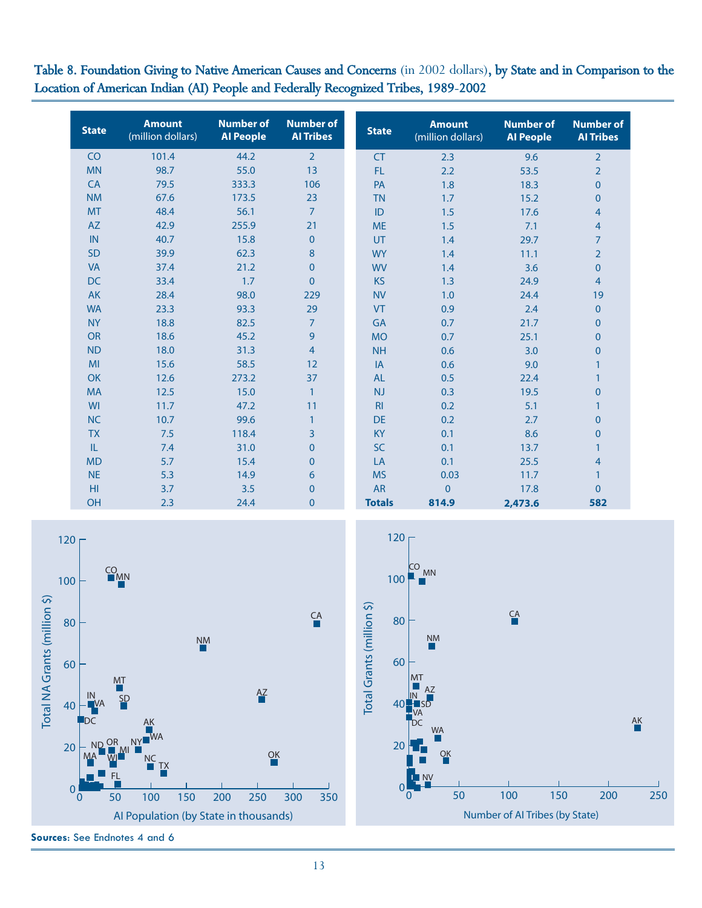## Table 8. Foundation Giving to Native American Causes and Concerns (in 2002 dollars), by State and in Comparison to the Location of American Indian (AI) People and Federally Recognized Tribes, 1989-2002

| State | Amount (million dollars) | Number of AI People | Number of AI Tribes |
|---|---|---|---|
| CO | 101.4 | 44.2 | 2 |
| MN | 98.7 | 55.0 | 13 |
| CA | 79.5 | 333.3 | 106 |
| NM | 67.6 | 173.5 | 23 |
| MT | 48.4 | 56.1 | 7 |
| AZ | 42.9 | 255.9 | 21 |
| IN | 40.7 | 15.8 | 0 |
| SD | 39.9 | 62.3 | 8 |
| VA | 37.4 | 21.2 | 0 |
| DC | 33.4 | 1.7 | 0 |
| AK | 28.4 | 98.0 | 229 |
| WA | 23.3 | 93.3 | 29 |
| NY | 18.8 | 82.5 | 7 |
| OR | 18.6 | 45.2 | 9 |
| ND | 18.0 | 31.3 | 4 |
| MI | 15.6 | 58.5 | 12 |
| OK | 12.6 | 273.2 | 37 |
| MA | 12.5 | 15.0 | 1 |
| WI | 11.7 | 47.2 | 11 |
| NC | 10.7 | 99.6 | 1 |
| TX | 7.5 | 118.4 | 3 |
| IL | 7.4 | 31.0 | 0 |
| MD | 5.7 | 15.4 | 0 |
| NE | 5.3 | 14.9 | 6 |
| HI | 3.7 | 3.5 | 0 |
| OH | 2.3 | 24.4 | 0 |
| CT | 2.3 | 9.6 | 2 |
| FL | 2.2 | 53.5 | 2 |
| PA | 1.8 | 18.3 | 0 |
| TN | 1.7 | 15.2 | 0 |
| ID | 1.5 | 17.6 | 4 |
| ME | 1.5 | 7.1 | 4 |
| UT | 1.4 | 29.7 | 7 |
| WY | 1.4 | 11.1 | 2 |
| WV | 1.4 | 3.6 | 0 |
| KS | 1.3 | 24.9 | 4 |
| NV | 1.0 | 24.4 | 19 |
| VT | 0.9 | 2.4 | 0 |
| GA | 0.7 | 21.7 | 0 |
| MO | 0.7 | 25.1 | 0 |
| NH | 0.6 | 3.0 | 0 |
| IA | 0.6 | 9.0 | 1 |
| AL | 0.5 | 22.4 | 1 |
| NJ | 0.3 | 19.5 | 0 |
| RI | 0.2 | 5.1 | 1 |
| DE | 0.2 | 2.7 | 0 |
| KY | 0.1 | 8.6 | 0 |
| SC | 0.1 | 13.7 | 1 |
| LA | 0.1 | 25.5 | 4 |
| MS | 0.03 | 11.7 | 1 |
| AR | 0 | 17.8 | 0 |
| **Totals** | **814.9** | **2,473.6** | **582** |

**Sources:** See Endnotes 4 and 6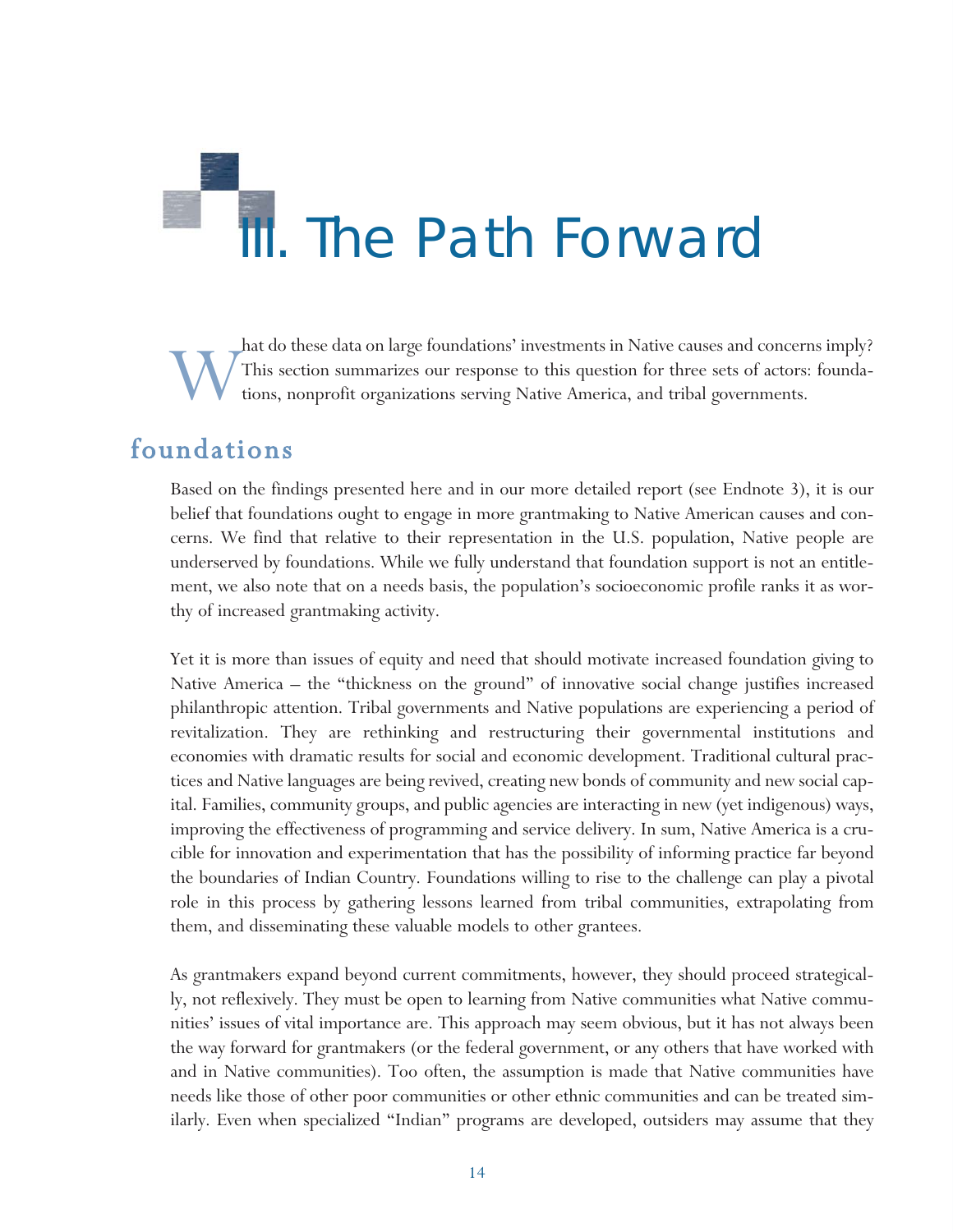# III. The Path Forward

What do these data on large foundations' investments in Native causes and concerns imply? This section summarizes our response to this question for three sets of actors: foundations, nonprofit organizations serving Native America, and tribal governments.

## foundations

Based on the findings presented here and in our more detailed report (see Endnote 3), it is our belief that foundations ought to engage in more grantmaking to Native American causes and concerns. We find that relative to their representation in the U.S. population, Native people are underserved by foundations. While we fully understand that foundation support is not an entitlement, we also note that on a needs basis, the population's socioeconomic profile ranks it as worthy of increased grantmaking activity.

Yet it is more than issues of equity and need that should motivate increased foundation giving to Native America – the "thickness on the ground" of innovative social change justifies increased philanthropic attention. Tribal governments and Native populations are experiencing a period of revitalization. They are rethinking and restructuring their governmental institutions and economies with dramatic results for social and economic development. Traditional cultural practices and Native languages are being revived, creating new bonds of community and new social capital. Families, community groups, and public agencies are interacting in new (yet indigenous) ways, improving the effectiveness of programming and service delivery. In sum, Native America is a crucible for innovation and experimentation that has the possibility of informing practice far beyond the boundaries of Indian Country. Foundations willing to rise to the challenge can play a pivotal role in this process by gathering lessons learned from tribal communities, extrapolating from them, and disseminating these valuable models to other grantees.

As grantmakers expand beyond current commitments, however, they should proceed strategically, not reflexively. They must be open to learning from Native communities what Native communities' issues of vital importance are. This approach may seem obvious, but it has not always been the way forward for grantmakers (or the federal government, or any others that have worked with and in Native communities). Too often, the assumption is made that Native communities have needs like those of other poor communities or other ethnic communities and can be treated similarly. Even when specialized "Indian" programs are developed, outsiders may assume that they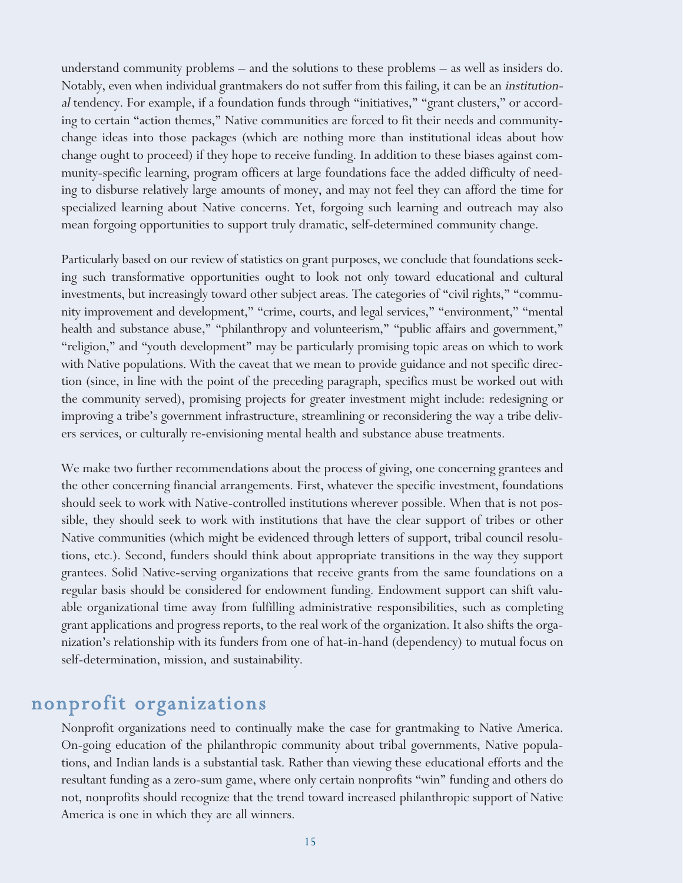understand community problems – and the solutions to these problems – as well as insiders do. Notably, even when individual grantmakers do not suffer from this failing, it can be an *institutional* tendency. For example, if a foundation funds through "initiatives," "grant clusters," or according to certain "action themes," Native communities are forced to fit their needs and community-change ideas into those packages (which are nothing more than institutional ideas about how change ought to proceed) if they hope to receive funding. In addition to these biases against community-specific learning, program officers at large foundations face the added difficulty of needing to disburse relatively large amounts of money, and may not feel they can afford the time for specialized learning about Native concerns. Yet, forgoing such learning and outreach may also mean forgoing opportunities to support truly dramatic, self-determined community change.

Particularly based on our review of statistics on grant purposes, we conclude that foundations seeking such transformative opportunities ought to look not only toward educational and cultural investments, but increasingly toward other subject areas. The categories of "civil rights," "community improvement and development," "crime, courts, and legal services," "environment," "mental health and substance abuse," "philanthropy and volunteerism," "public affairs and government," "religion," and "youth development" may be particularly promising topic areas on which to work with Native populations. With the caveat that we mean to provide guidance and not specific direction (since, in line with the point of the preceding paragraph, specifics must be worked out with the community served), promising projects for greater investment might include: redesigning or improving a tribe's government infrastructure, streamlining or reconsidering the way a tribe delivers services, or culturally re-envisioning mental health and substance abuse treatments.

We make two further recommendations about the process of giving, one concerning grantees and the other concerning financial arrangements. First, whatever the specific investment, foundations should seek to work with Native-controlled institutions wherever possible. When that is not possible, they should seek to work with institutions that have the clear support of tribes or other Native communities (which might be evidenced through letters of support, tribal council resolutions, etc.). Second, funders should think about appropriate transitions in the way they support grantees. Solid Native-serving organizations that receive grants from the same foundations on a regular basis should be considered for endowment funding. Endowment support can shift valuable organizational time away from fulfilling administrative responsibilities, such as completing grant applications and progress reports, to the real work of the organization. It also shifts the organization's relationship with its funders from one of hat-in-hand (dependency) to mutual focus on self-determination, mission, and sustainability.

## nonprofit organizations

Nonprofit organizations need to continually make the case for grantmaking to Native America. On-going education of the philanthropic community about tribal governments, Native populations, and Indian lands is a substantial task. Rather than viewing these educational efforts and the resultant funding as a zero-sum game, where only certain nonprofits "win" funding and others do not, nonprofits should recognize that the trend toward increased philanthropic support of Native America is one in which they are all winners.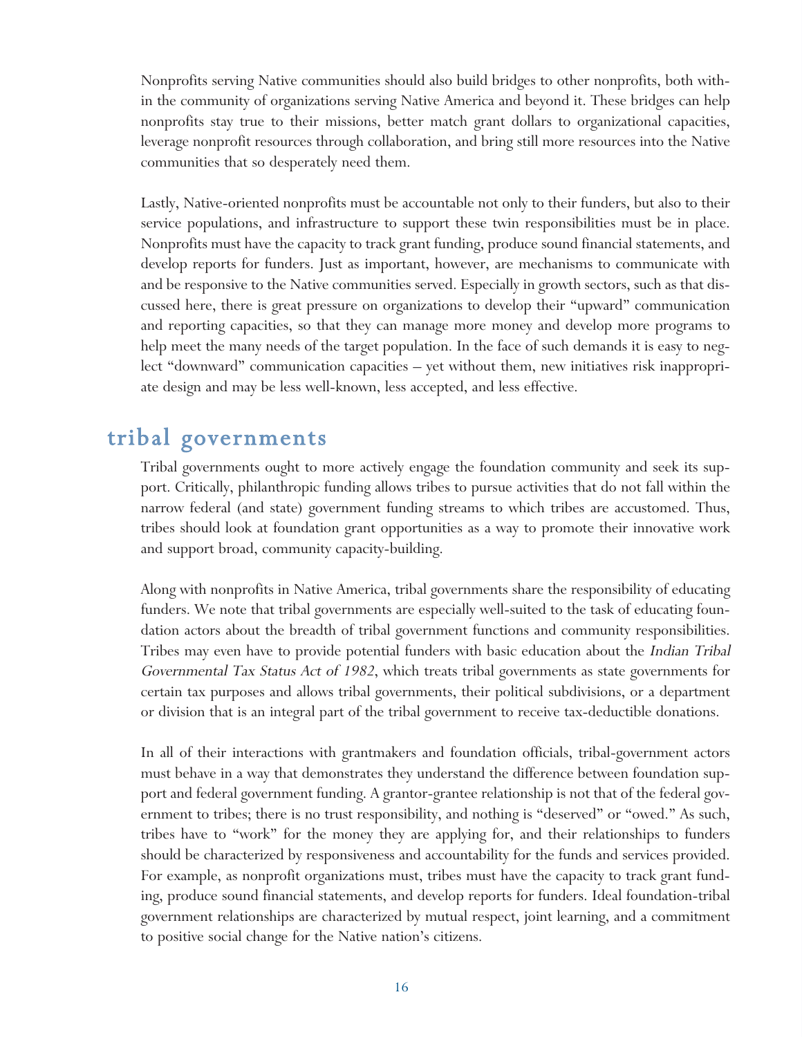Nonprofits serving Native communities should also build bridges to other nonprofits, both within the community of organizations serving Native America and beyond it. These bridges can help nonprofits stay true to their missions, better match grant dollars to organizational capacities, leverage nonprofit resources through collaboration, and bring still more resources into the Native communities that so desperately need them.

Lastly, Native-oriented nonprofits must be accountable not only to their funders, but also to their service populations, and infrastructure to support these twin responsibilities must be in place. Nonprofits must have the capacity to track grant funding, produce sound financial statements, and develop reports for funders. Just as important, however, are mechanisms to communicate with and be responsive to the Native communities served. Especially in growth sectors, such as that discussed here, there is great pressure on organizations to develop their "upward" communication and reporting capacities, so that they can manage more money and develop more programs to help meet the many needs of the target population. In the face of such demands it is easy to neglect "downward" communication capacities – yet without them, new initiatives risk inappropriate design and may be less well-known, less accepted, and less effective.

## tribal governments

Tribal governments ought to more actively engage the foundation community and seek its support. Critically, philanthropic funding allows tribes to pursue activities that do not fall within the narrow federal (and state) government funding streams to which tribes are accustomed. Thus, tribes should look at foundation grant opportunities as a way to promote their innovative work and support broad, community capacity-building.

Along with nonprofits in Native America, tribal governments share the responsibility of educating funders. We note that tribal governments are especially well-suited to the task of educating foundation actors about the breadth of tribal government functions and community responsibilities. Tribes may even have to provide potential funders with basic education about the *Indian Tribal Governmental Tax Status Act of 1982*, which treats tribal governments as state governments for certain tax purposes and allows tribal governments, their political subdivisions, or a department or division that is an integral part of the tribal government to receive tax-deductible donations.

In all of their interactions with grantmakers and foundation officials, tribal-government actors must behave in a way that demonstrates they understand the difference between foundation support and federal government funding. A grantor-grantee relationship is not that of the federal government to tribes; there is no trust responsibility, and nothing is "deserved" or "owed." As such, tribes have to "work" for the money they are applying for, and their relationships to funders should be characterized by responsiveness and accountability for the funds and services provided. For example, as nonprofit organizations must, tribes must have the capacity to track grant funding, produce sound financial statements, and develop reports for funders. Ideal foundation-tribal government relationships are characterized by mutual respect, joint learning, and a commitment to positive social change for the Native nation's citizens.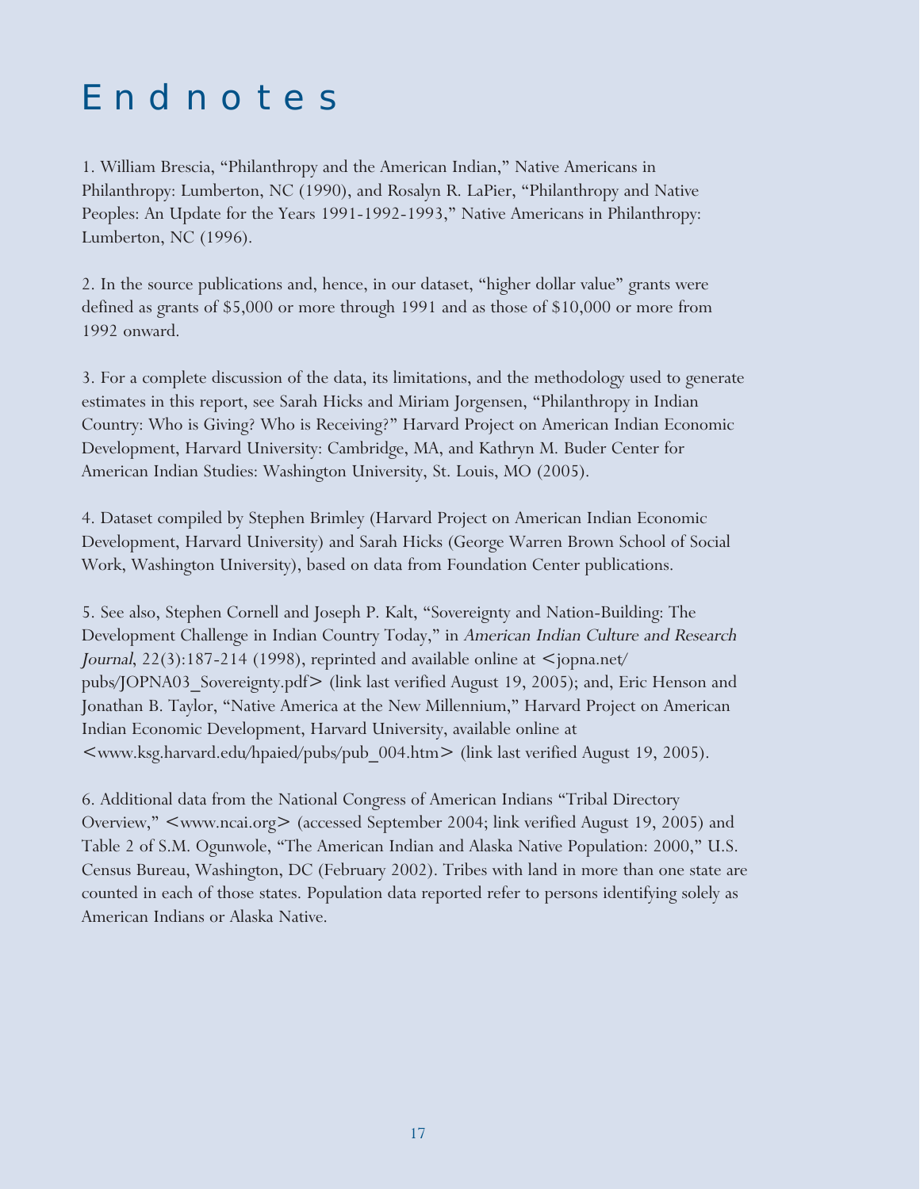# Endnotes

1. William Brescia, "Philanthropy and the American Indian," Native Americans in Philanthropy: Lumberton, NC (1990), and Rosalyn R. LaPier, "Philanthropy and Native Peoples: An Update for the Years 1991-1992-1993," Native Americans in Philanthropy: Lumberton, NC (1996).

2. In the source publications and, hence, in our dataset, "higher dollar value" grants were defined as grants of $5,000 or more through 1991 and as those of $10,000 or more from 1992 onward.

3. For a complete discussion of the data, its limitations, and the methodology used to generate estimates in this report, see Sarah Hicks and Miriam Jorgensen, "Philanthropy in Indian Country: Who is Giving? Who is Receiving?" Harvard Project on American Indian Economic Development, Harvard University: Cambridge, MA, and Kathryn M. Buder Center for American Indian Studies: Washington University, St. Louis, MO (2005).

4. Dataset compiled by Stephen Brimley (Harvard Project on American Indian Economic Development, Harvard University) and Sarah Hicks (George Warren Brown School of Social Work, Washington University), based on data from Foundation Center publications.

5. See also, Stephen Cornell and Joseph P. Kalt, "Sovereignty and Nation-Building: The Development Challenge in Indian Country Today," in *American Indian Culture and Research Journal*, 22(3):187-214 (1998), reprinted and available online at <jopna.net/pubs/JOPNA03_Sovereignty.pdf> (link last verified August 19, 2005); and, Eric Henson and Jonathan B. Taylor, "Native America at the New Millennium," Harvard Project on American Indian Economic Development, Harvard University, available online at <www.ksg.harvard.edu/hpaied/pubs/pub_004.htm> (link last verified August 19, 2005).

6. Additional data from the National Congress of American Indians "Tribal Directory Overview," <www.ncai.org> (accessed September 2004; link verified August 19, 2005) and Table 2 of S.M. Ogunwole, "The American Indian and Alaska Native Population: 2000," U.S. Census Bureau, Washington, DC (February 2002). Tribes with land in more than one state are counted in each of those states. Population data reported refer to persons identifying solely as American Indians or Alaska Native.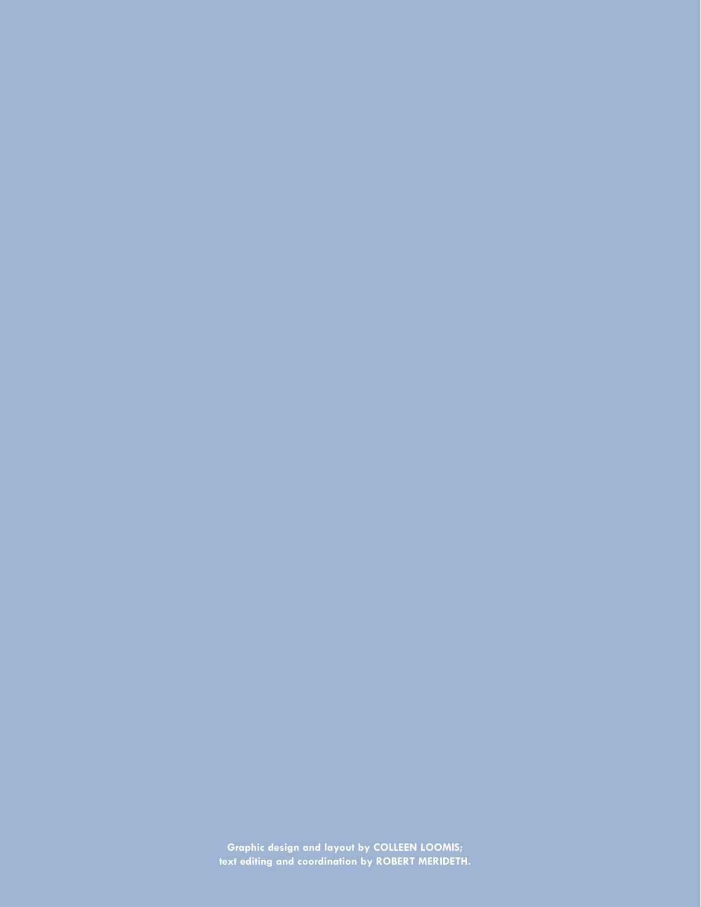**Graphic design and layout by COLLEEN LOOMIS;**
**text editing and coordination by ROBERT MERIDETH.**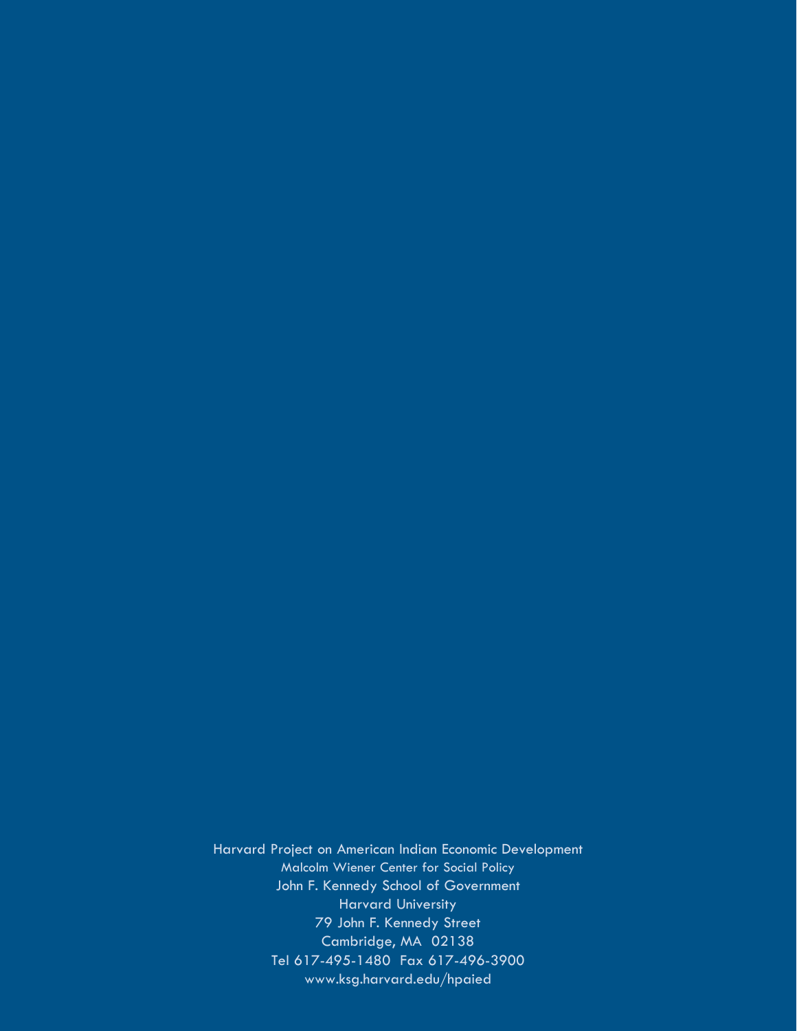Harvard Project on American Indian Economic Development
Malcolm Wiener Center for Social Policy
John F. Kennedy School of Government
Harvard University
79 John F. Kennedy Street
Cambridge, MA 02138
Tel 617-495-1480 Fax 617-496-3900
www.ksg.harvard.edu/hpaied